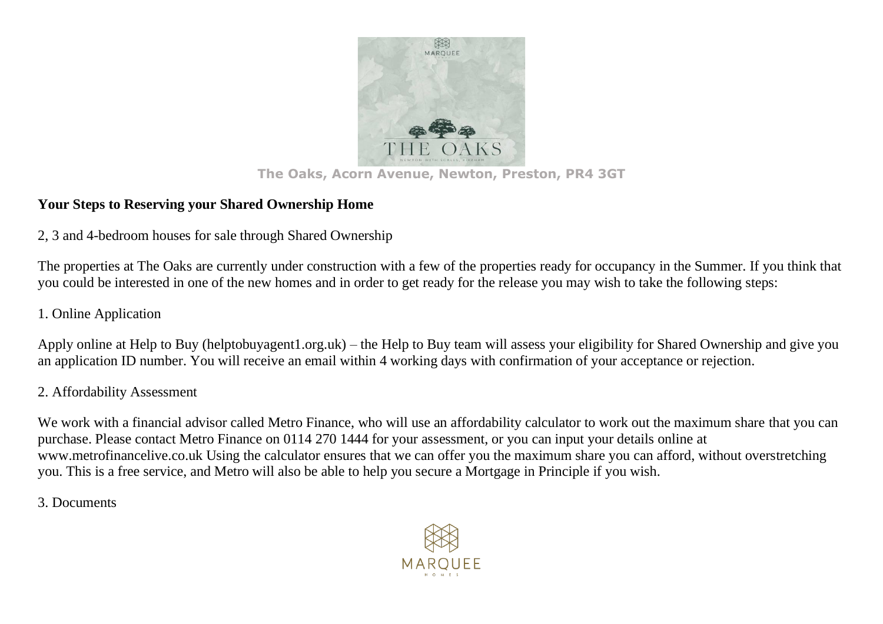The Oaks, Acorn Avenue, Newton, Preston, PR4 3GT

## Your Steps to Reserving your Shared Ownership Home

2, 3 and 4-bedroom houses for sale through Shared Ownership

The properties at The Oaks are currently under construction with a few of the properties ready for occupancy in the Summer. If you think that you could be interested in one of the new homes and in order to get ready for the release you may wish to take the following steps:

1. Online Application

Apply online at Help to Buy (helptobuyagent1.org.uk) – the Help to Buy team will assess your eligibility for Shared Ownership and give you an application ID number. You will receive an email within 4 working days with confirmation of your acceptance or rejection.

2. Affordability Assessment

We work with a financial advisor called Metro Finance, who will use an affordability calculator to work out the maximum share that you can purchase. Please contact Metro Finance on 0114 270 1444 for your assessment, or you can input your details online at www.metrofinancelive.co.uk Using the calculator ensures that we can offer you the maximum share you can afford, without overstretching you. This is a free service, and Metro will also be able to help you secure a Mortgage in Principle if you wish.

3. Documents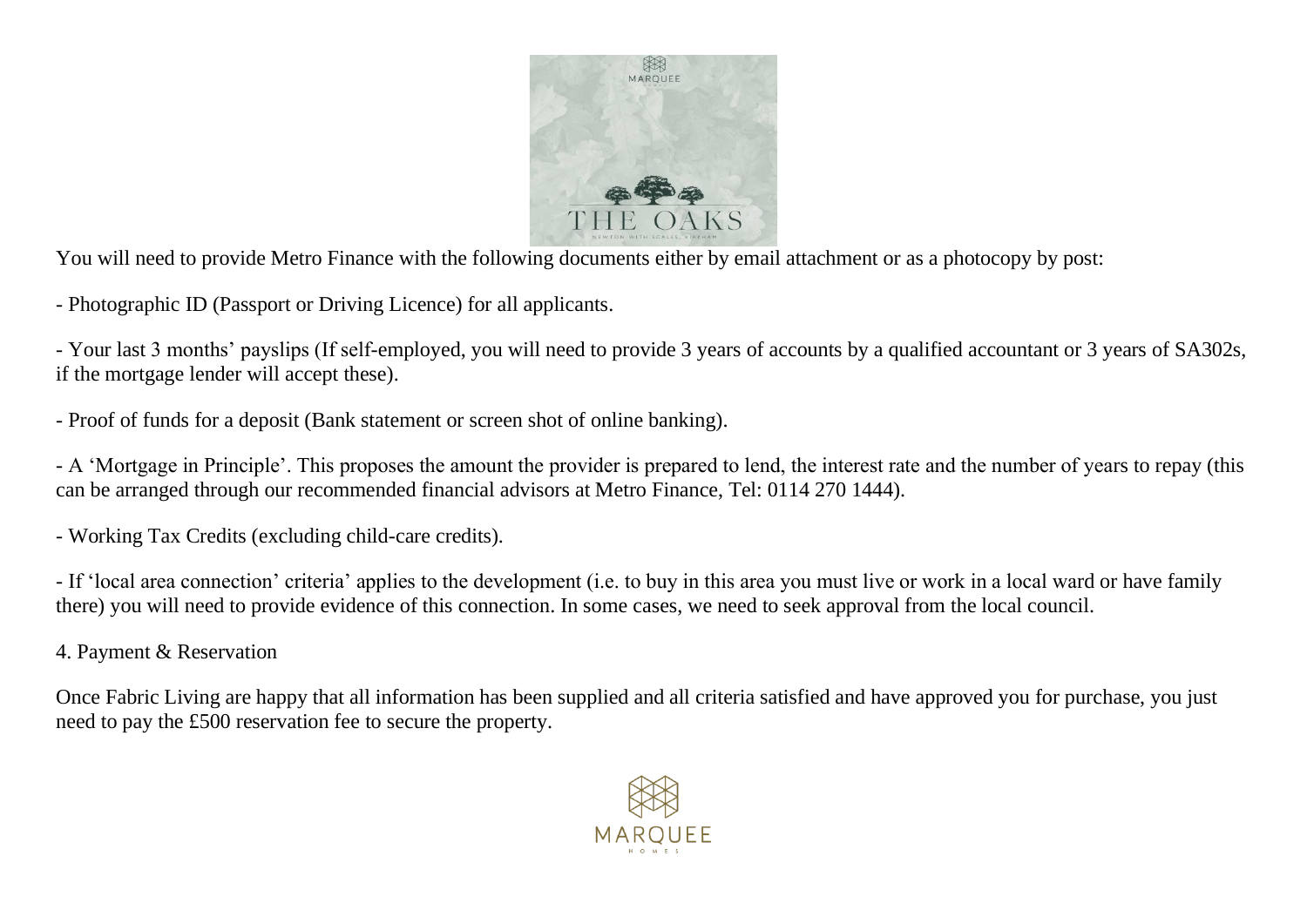You will need to provide Metro Finance with the following documents either by email attachment or as a photocopy by post:

- Photographic ID (Passport or Driving Licence) for all applicants.

- Your last 3 months' payslips (If self-employed, you will need to provide 3 years of accounts by a qualified accountant or 3 years of SA302s, if the mortgage lender will accept these).

- Proof of funds for a deposit (Bank statement or screen shot of online banking).

- A 'Mortgage in Principle'. This proposes the amount the provider is prepared to lend, the interest rate and the number of years to repay (this can be arranged through our recommended financial advisors at Metro Finance, Tel: 0114 270 1444).

- Working Tax Credits (excluding child-care credits).

- If 'local area connection' criteria' applies to the development (i.e. to buy in this area you must live or work in a local ward or have family there) you will need to provide evidence of this connection. In some cases, we need to seek approval from the local council.

4. Payment & Reservation

Once Fabric Living are happy that all information has been supplied and all criteria satisfied and have approved you for purchase, you just need to pay the £500 reservation fee to secure the property.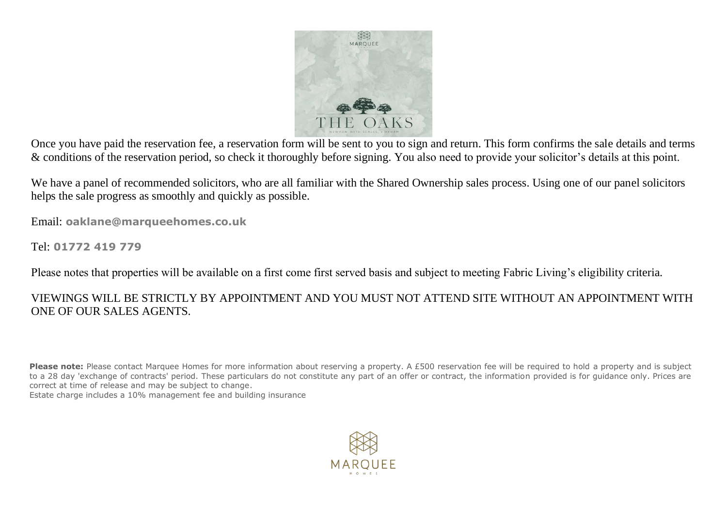Once you have paid the reservation fee, a reservation form will be sent to you to sign and return. This form confirms the sale details and terms & conditions of the reservation period, so check it thoroughly before signing. You also need to provide your solicitor's details at this point.

We have a panel of recommended solicitors, who are all familiar with the Shared Ownership sales process. Using one of our panel solicitors helps the sale progress as smoothly and quickly as possible.

Email: **oaklane@marqueehomes.co.uk**

Tel: **01772 419 779**

Please notes that properties will be available on a first come first served basis and subject to meeting Fabric Living's eligibility criteria.

VIEWINGS WILL BE STRICTLY BY APPOINTMENT AND YOU MUST NOT ATTEND SITE WITHOUT AN APPOINTMENT WITH ONE OF OUR SALES AGENTS.

**Please note:** Please contact Marquee Homes for more information about reserving a property. A £500 reservation fee will be required to hold a property and is subject to a 28 day 'exchange of contracts' period. These particulars do not constitute any part of an offer or contract, the information provided is for guidance only. Prices are correct at time of release and may be subject to change.
Estate charge includes a 10% management fee and building insurance